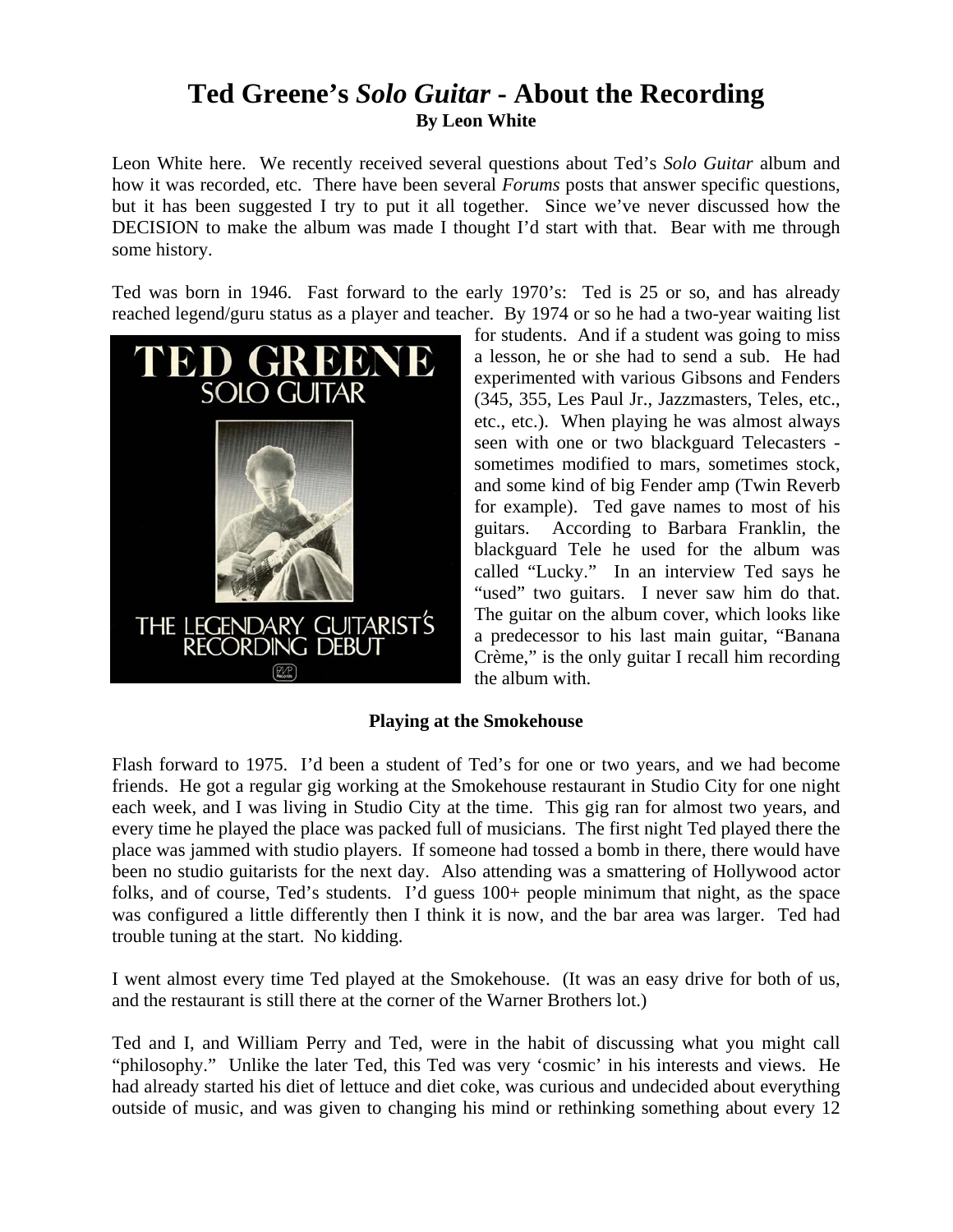# Ted Greene's *Solo Guitar* - About the Recording

**By Leon White**

Leon White here. We recently received several questions about Ted's *Solo Guitar* album and how it was recorded, etc. There have been several *Forums* posts that answer specific questions, but it has been suggested I try to put it all together. Since we've never discussed how the DECISION to make the album was made I thought I'd start with that. Bear with me through some history.

Ted was born in 1946. Fast forward to the early 1970's: Ted is 25 or so, and has already reached legend/guru status as a player and teacher. By 1974 or so he had a two-year waiting list for students. And if a student was going to miss a lesson, he or she had to send a sub. He had experimented with various Gibsons and Fenders (345, 355, Les Paul Jr., Jazzmasters, Teles, etc., etc., etc.). When playing he was almost always seen with one or two blackguard Telecasters - sometimes modified to mars, sometimes stock, and some kind of big Fender amp (Twin Reverb for example). Ted gave names to most of his guitars. According to Barbara Franklin, the blackguard Tele he used for the album was called "Lucky." In an interview Ted says he "used" two guitars. I never saw him do that. The guitar on the album cover, which looks like a predecessor to his last main guitar, "Banana Crème," is the only guitar I recall him recording the album with.

TED GREENE
SOLO GUITAR
THE LEGENDARY GUITARIST'S RECORDING DEBUT

### Playing at the Smokehouse

Flash forward to 1975. I'd been a student of Ted's for one or two years, and we had become friends. He got a regular gig working at the Smokehouse restaurant in Studio City for one night each week, and I was living in Studio City at the time. This gig ran for almost two years, and every time he played the place was packed full of musicians. The first night Ted played there the place was jammed with studio players. If someone had tossed a bomb in there, there would have been no studio guitarists for the next day. Also attending was a smattering of Hollywood actor folks, and of course, Ted's students. I'd guess 100+ people minimum that night, as the space was configured a little differently then I think it is now, and the bar area was larger. Ted had trouble tuning at the start. No kidding.

I went almost every time Ted played at the Smokehouse. (It was an easy drive for both of us, and the restaurant is still there at the corner of the Warner Brothers lot.)

Ted and I, and William Perry and Ted, were in the habit of discussing what you might call "philosophy." Unlike the later Ted, this Ted was very 'cosmic' in his interests and views. He had already started his diet of lettuce and diet coke, was curious and undecided about everything outside of music, and was given to changing his mind or rethinking something about every 12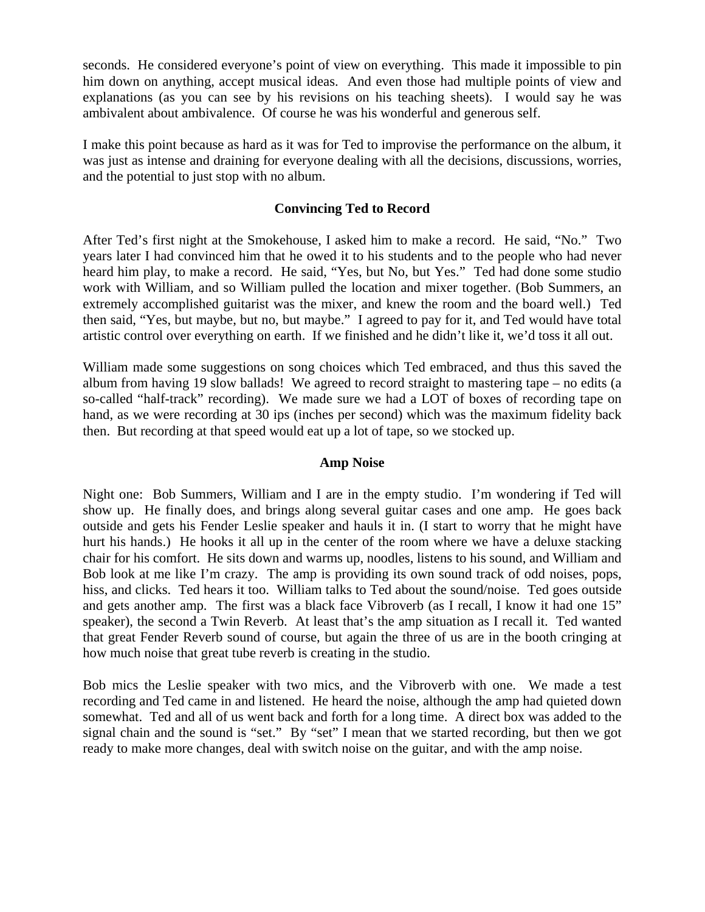seconds. He considered everyone's point of view on everything. This made it impossible to pin him down on anything, accept musical ideas. And even those had multiple points of view and explanations (as you can see by his revisions on his teaching sheets). I would say he was ambivalent about ambivalence. Of course he was his wonderful and generous self.

I make this point because as hard as it was for Ted to improvise the performance on the album, it was just as intense and draining for everyone dealing with all the decisions, discussions, worries, and the potential to just stop with no album.

### Convincing Ted to Record

After Ted's first night at the Smokehouse, I asked him to make a record. He said, "No." Two years later I had convinced him that he owed it to his students and to the people who had never heard him play, to make a record. He said, "Yes, but No, but Yes." Ted had done some studio work with William, and so William pulled the location and mixer together. (Bob Summers, an extremely accomplished guitarist was the mixer, and knew the room and the board well.) Ted then said, "Yes, but maybe, but no, but maybe." I agreed to pay for it, and Ted would have total artistic control over everything on earth. If we finished and he didn't like it, we'd toss it all out.

William made some suggestions on song choices which Ted embraced, and thus this saved the album from having 19 slow ballads! We agreed to record straight to mastering tape – no edits (a so-called "half-track" recording). We made sure we had a LOT of boxes of recording tape on hand, as we were recording at 30 ips (inches per second) which was the maximum fidelity back then. But recording at that speed would eat up a lot of tape, so we stocked up.

### Amp Noise

Night one: Bob Summers, William and I are in the empty studio. I'm wondering if Ted will show up. He finally does, and brings along several guitar cases and one amp. He goes back outside and gets his Fender Leslie speaker and hauls it in. (I start to worry that he might have hurt his hands.) He hooks it all up in the center of the room where we have a deluxe stacking chair for his comfort. He sits down and warms up, noodles, listens to his sound, and William and Bob look at me like I'm crazy. The amp is providing its own sound track of odd noises, pops, hiss, and clicks. Ted hears it too. William talks to Ted about the sound/noise. Ted goes outside and gets another amp. The first was a black face Vibroverb (as I recall, I know it had one 15" speaker), the second a Twin Reverb. At least that's the amp situation as I recall it. Ted wanted that great Fender Reverb sound of course, but again the three of us are in the booth cringing at how much noise that great tube reverb is creating in the studio.

Bob mics the Leslie speaker with two mics, and the Vibroverb with one. We made a test recording and Ted came in and listened. He heard the noise, although the amp had quieted down somewhat. Ted and all of us went back and forth for a long time. A direct box was added to the signal chain and the sound is "set." By "set" I mean that we started recording, but then we got ready to make more changes, deal with switch noise on the guitar, and with the amp noise.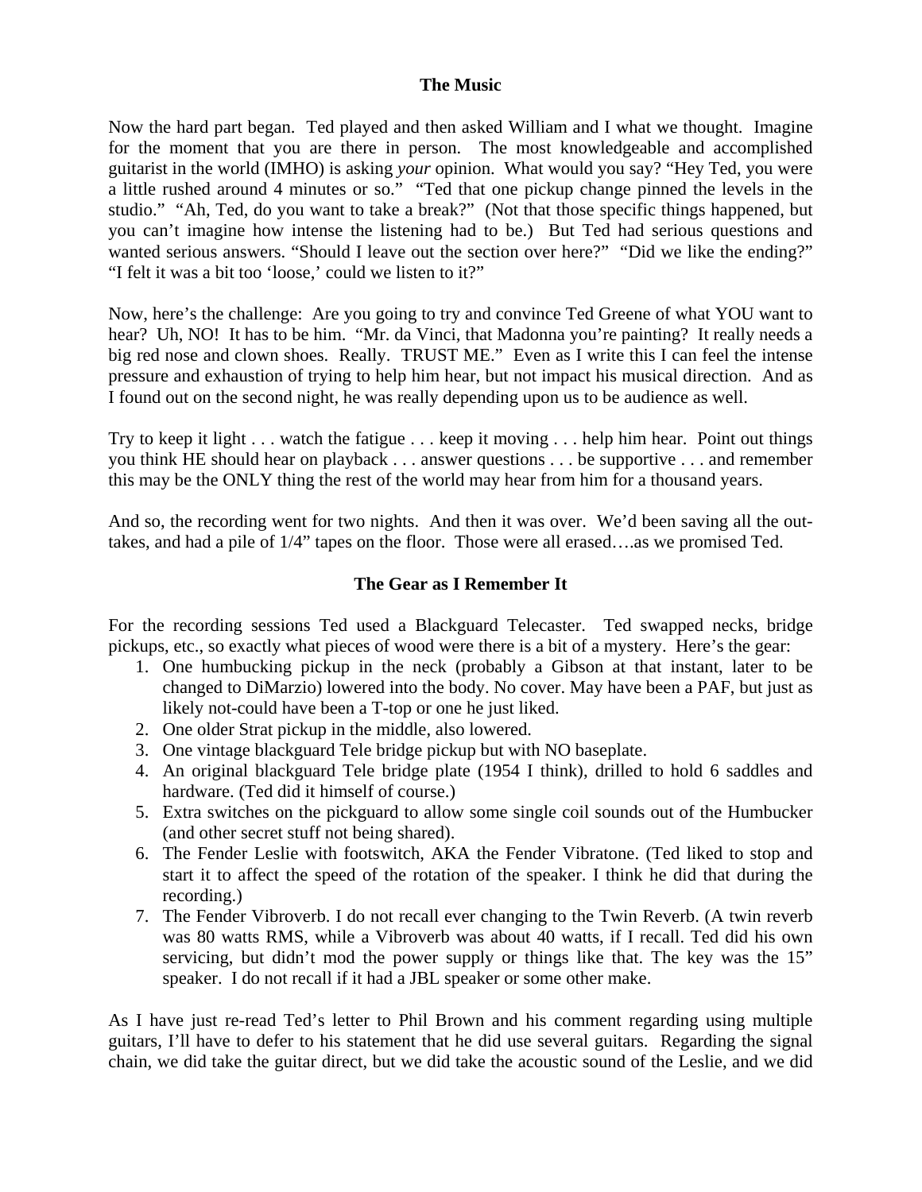## The Music

Now the hard part began. Ted played and then asked William and I what we thought. Imagine for the moment that you are there in person. The most knowledgeable and accomplished guitarist in the world (IMHO) is asking *your* opinion. What would you say? "Hey Ted, you were a little rushed around 4 minutes or so." "Ted that one pickup change pinned the levels in the studio." "Ah, Ted, do you want to take a break?" (Not that those specific things happened, but you can't imagine how intense the listening had to be.) But Ted had serious questions and wanted serious answers. "Should I leave out the section over here?" "Did we like the ending?" "I felt it was a bit too 'loose,' could we listen to it?"

Now, here's the challenge: Are you going to try and convince Ted Greene of what YOU want to hear? Uh, NO! It has to be him. "Mr. da Vinci, that Madonna you're painting? It really needs a big red nose and clown shoes. Really. TRUST ME." Even as I write this I can feel the intense pressure and exhaustion of trying to help him hear, but not impact his musical direction. And as I found out on the second night, he was really depending upon us to be audience as well.

Try to keep it light . . . watch the fatigue . . . keep it moving . . . help him hear. Point out things you think HE should hear on playback . . . answer questions . . . be supportive . . . and remember this may be the ONLY thing the rest of the world may hear from him for a thousand years.

And so, the recording went for two nights. And then it was over. We'd been saving all the out-takes, and had a pile of 1/4" tapes on the floor. Those were all erased….as we promised Ted.

## The Gear as I Remember It

For the recording sessions Ted used a Blackguard Telecaster. Ted swapped necks, bridge pickups, etc., so exactly what pieces of wood were there is a bit of a mystery. Here's the gear:

1. One humbucking pickup in the neck (probably a Gibson at that instant, later to be changed to DiMarzio) lowered into the body. No cover. May have been a PAF, but just as likely not-could have been a T-top or one he just liked.
2. One older Strat pickup in the middle, also lowered.
3. One vintage blackguard Tele bridge pickup but with NO baseplate.
4. An original blackguard Tele bridge plate (1954 I think), drilled to hold 6 saddles and hardware. (Ted did it himself of course.)
5. Extra switches on the pickguard to allow some single coil sounds out of the Humbucker (and other secret stuff not being shared).
6. The Fender Leslie with footswitch, AKA the Fender Vibratone. (Ted liked to stop and start it to affect the speed of the rotation of the speaker. I think he did that during the recording.)
7. The Fender Vibroverb. I do not recall ever changing to the Twin Reverb. (A twin reverb was 80 watts RMS, while a Vibroverb was about 40 watts, if I recall. Ted did his own servicing, but didn't mod the power supply or things like that. The key was the 15" speaker. I do not recall if it had a JBL speaker or some other make.

As I have just re-read Ted's letter to Phil Brown and his comment regarding using multiple guitars, I'll have to defer to his statement that he did use several guitars. Regarding the signal chain, we did take the guitar direct, but we did take the acoustic sound of the Leslie, and we did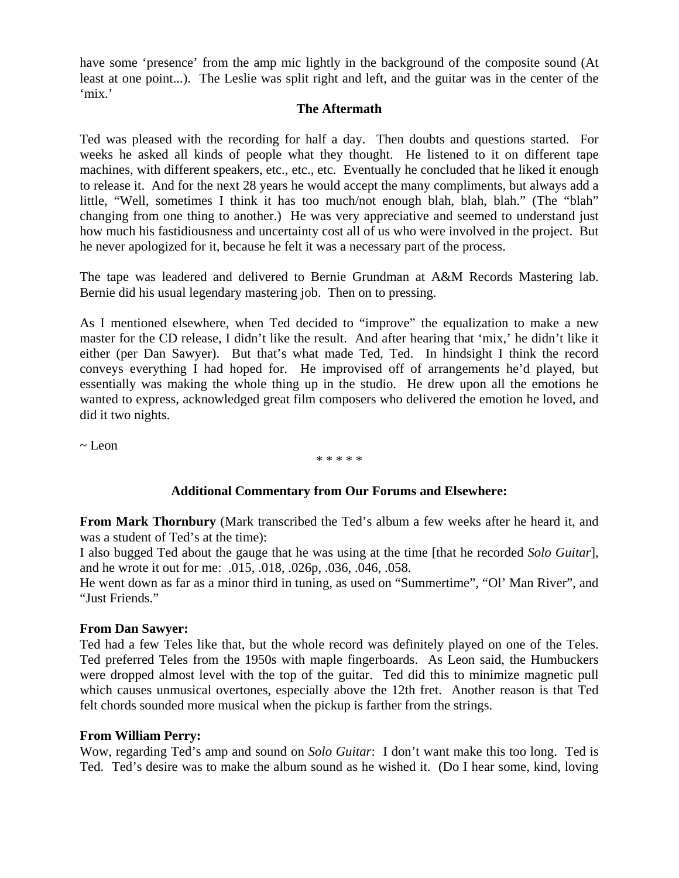have some 'presence' from the amp mic lightly in the background of the composite sound (At least at one point...). The Leslie was split right and left, and the guitar was in the center of the 'mix.'

**The Aftermath**

Ted was pleased with the recording for half a day. Then doubts and questions started. For weeks he asked all kinds of people what they thought. He listened to it on different tape machines, with different speakers, etc., etc., etc. Eventually he concluded that he liked it enough to release it. And for the next 28 years he would accept the many compliments, but always add a little, "Well, sometimes I think it has too much/not enough blah, blah, blah." (The "blah" changing from one thing to another.) He was very appreciative and seemed to understand just how much his fastidiousness and uncertainty cost all of us who were involved in the project. But he never apologized for it, because he felt it was a necessary part of the process.

The tape was leadered and delivered to Bernie Grundman at A&M Records Mastering lab. Bernie did his usual legendary mastering job. Then on to pressing.

As I mentioned elsewhere, when Ted decided to "improve" the equalization to make a new master for the CD release, I didn't like the result. And after hearing that 'mix,' he didn't like it either (per Dan Sawyer). But that's what made Ted, Ted. In hindsight I think the record conveys everything I had hoped for. He improvised off of arrangements he'd played, but essentially was making the whole thing up in the studio. He drew upon all the emotions he wanted to express, acknowledged great film composers who delivered the emotion he loved, and did it two nights.

~ Leon

\* \* \* \* \*

**Additional Commentary from Our Forums and Elsewhere:**

**From Mark Thornbury** (Mark transcribed the Ted's album a few weeks after he heard it, and was a student of Ted's at the time):
I also bugged Ted about the gauge that he was using at the time [that he recorded *Solo Guitar*], and he wrote it out for me: .015, .018, .026p, .036, .046, .058.
He went down as far as a minor third in tuning, as used on "Summertime", "Ol' Man River", and "Just Friends."

**From Dan Sawyer:**
Ted had a few Teles like that, but the whole record was definitely played on one of the Teles. Ted preferred Teles from the 1950s with maple fingerboards. As Leon said, the Humbuckers were dropped almost level with the top of the guitar. Ted did this to minimize magnetic pull which causes unmusical overtones, especially above the 12th fret. Another reason is that Ted felt chords sounded more musical when the pickup is farther from the strings.

**From William Perry:**
Wow, regarding Ted's amp and sound on *Solo Guitar*: I don't want make this too long. Ted is Ted. Ted's desire was to make the album sound as he wished it. (Do I hear some, kind, loving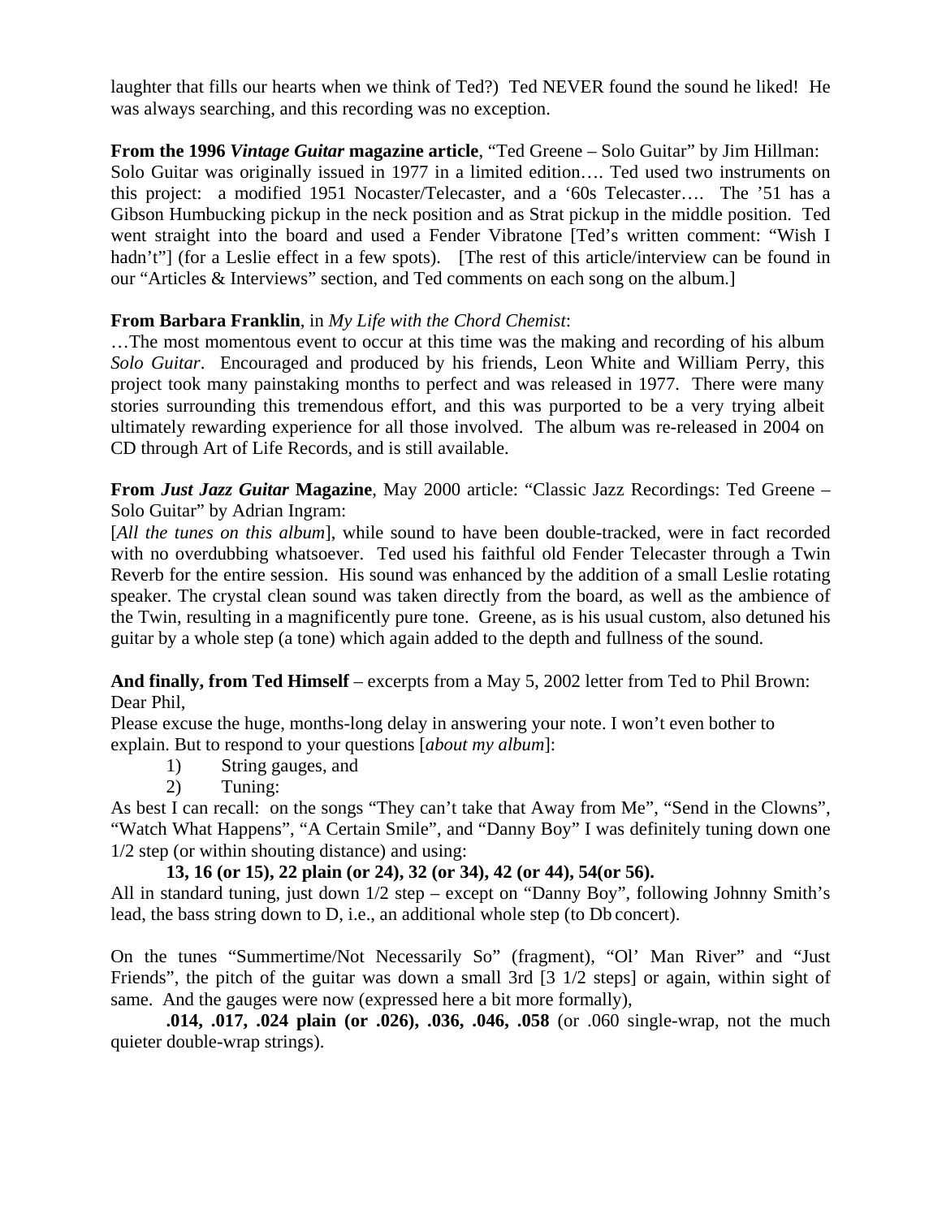laughter that fills our hearts when we think of Ted?) Ted NEVER found the sound he liked! He was always searching, and this recording was no exception.

**From the 1996 *Vintage Guitar* magazine article**, "Ted Greene – Solo Guitar" by Jim Hillman:
Solo Guitar was originally issued in 1977 in a limited edition…. Ted used two instruments on this project: a modified 1951 Nocaster/Telecaster, and a '60s Telecaster…. The '51 has a Gibson Humbucking pickup in the neck position and as Strat pickup in the middle position. Ted went straight into the board and used a Fender Vibratone [Ted's written comment: "Wish I hadn't"] (for a Leslie effect in a few spots). [The rest of this article/interview can be found in our "Articles & Interviews" section, and Ted comments on each song on the album.]

**From Barbara Franklin**, in *My Life with the Chord Chemist*:
…The most momentous event to occur at this time was the making and recording of his album *Solo Guitar*. Encouraged and produced by his friends, Leon White and William Perry, this project took many painstaking months to perfect and was released in 1977. There were many stories surrounding this tremendous effort, and this was purported to be a very trying albeit ultimately rewarding experience for all those involved. The album was re-released in 2004 on CD through Art of Life Records, and is still available.

**From *Just Jazz Guitar* Magazine**, May 2000 article: "Classic Jazz Recordings: Ted Greene – Solo Guitar" by Adrian Ingram:
[*All the tunes on this album*], while sound to have been double-tracked, were in fact recorded with no overdubbing whatsoever. Ted used his faithful old Fender Telecaster through a Twin Reverb for the entire session. His sound was enhanced by the addition of a small Leslie rotating speaker. The crystal clean sound was taken directly from the board, as well as the ambience of the Twin, resulting in a magnificently pure tone. Greene, as is his usual custom, also detuned his guitar by a whole step (a tone) which again added to the depth and fullness of the sound.

**And finally, from Ted Himself** – excerpts from a May 5, 2002 letter from Ted to Phil Brown:
Dear Phil,
Please excuse the huge, months-long delay in answering your note. I won't even bother to explain. But to respond to your questions [*about my album*]:

1) String gauges, and
2) Tuning:

As best I can recall: on the songs "They can't take that Away from Me", "Send in the Clowns", "Watch What Happens", "A Certain Smile", and "Danny Boy" I was definitely tuning down one 1/2 step (or within shouting distance) and using:

**13, 16 (or 15), 22 plain (or 24), 32 (or 34), 42 (or 44), 54(or 56).**

All in standard tuning, just down 1/2 step – except on "Danny Boy", following Johnny Smith's lead, the bass string down to D, i.e., an additional whole step (to Db concert).

On the tunes "Summertime/Not Necessarily So" (fragment), "Ol' Man River" and "Just Friends", the pitch of the guitar was down a small 3rd [3 1/2 steps] or again, within sight of same. And the gauges were now (expressed here a bit more formally),

**.014, .017, .024 plain (or .026), .036, .046, .058** (or .060 single-wrap, not the much quieter double-wrap strings).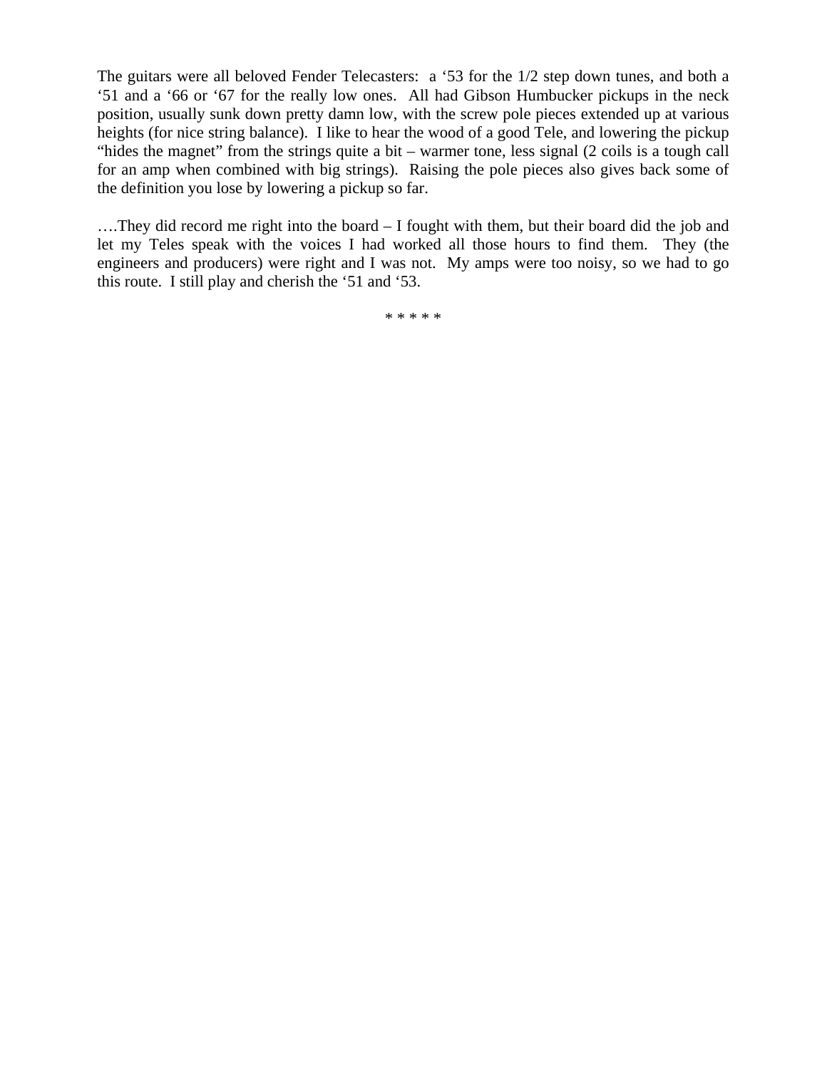The guitars were all beloved Fender Telecasters: a ‘53 for the 1/2 step down tunes, and both a ‘51 and a ‘66 or ‘67 for the really low ones. All had Gibson Humbucker pickups in the neck position, usually sunk down pretty damn low, with the screw pole pieces extended up at various heights (for nice string balance). I like to hear the wood of a good Tele, and lowering the pickup “hides the magnet” from the strings quite a bit – warmer tone, less signal (2 coils is a tough call for an amp when combined with big strings). Raising the pole pieces also gives back some of the definition you lose by lowering a pickup so far.

….They did record me right into the board – I fought with them, but their board did the job and let my Teles speak with the voices I had worked all those hours to find them. They (the engineers and producers) were right and I was not. My amps were too noisy, so we had to go this route. I still play and cherish the ‘51 and ‘53.

* * * * *